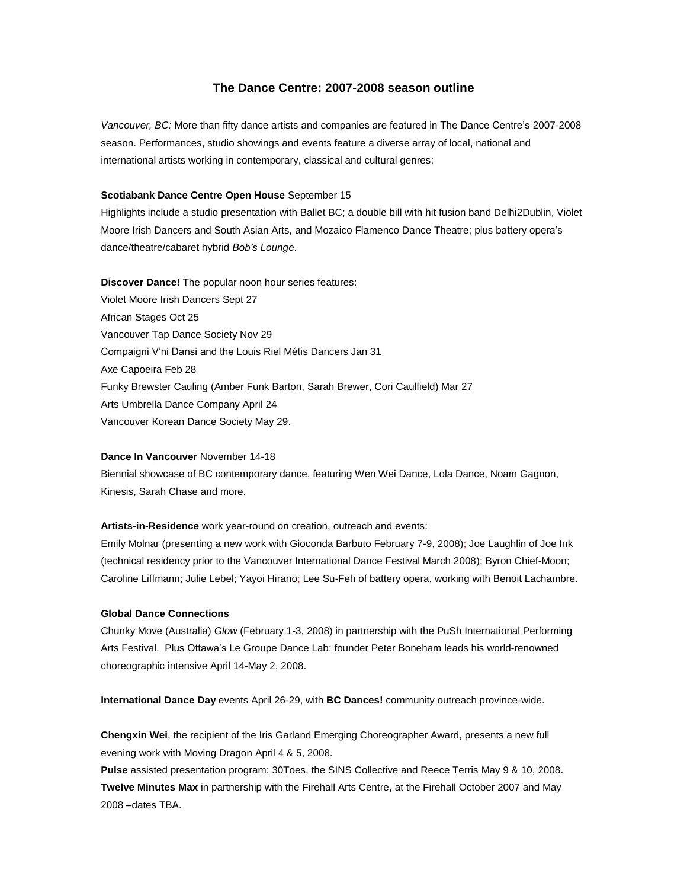# The Dance Centre: 2007-2008 season outline

*Vancouver, BC:* More than fifty dance artists and companies are featured in The Dance Centre's 2007-2008 season. Performances, studio showings and events feature a diverse array of local, national and international artists working in contemporary, classical and cultural genres:

**Scotiabank Dance Centre Open House** September 15
Highlights include a studio presentation with Ballet BC; a double bill with hit fusion band Delhi2Dublin, Violet Moore Irish Dancers and South Asian Arts, and Mozaico Flamenco Dance Theatre; plus battery opera's dance/theatre/cabaret hybrid *Bob's Lounge*.

**Discover Dance!** The popular noon hour series features:
Violet Moore Irish Dancers Sept 27
African Stages Oct 25
Vancouver Tap Dance Society Nov 29
Compaigni V'ni Dansi and the Louis Riel Métis Dancers Jan 31
Axe Capoeira Feb 28
Funky Brewster Cauling (Amber Funk Barton, Sarah Brewer, Cori Caulfield) Mar 27
Arts Umbrella Dance Company April 24
Vancouver Korean Dance Society May 29.

**Dance In Vancouver** November 14-18
Biennial showcase of BC contemporary dance, featuring Wen Wei Dance, Lola Dance, Noam Gagnon, Kinesis, Sarah Chase and more.

**Artists-in-Residence** work year-round on creation, outreach and events:
Emily Molnar (presenting a new work with Gioconda Barbuto February 7-9, 2008); Joe Laughlin of Joe Ink (technical residency prior to the Vancouver International Dance Festival March 2008); Byron Chief-Moon; Caroline Liffmann; Julie Lebel; Yayoi Hirano; Lee Su-Feh of battery opera, working with Benoit Lachambre.

**Global Dance Connections**
Chunky Move (Australia) *Glow* (February 1-3, 2008) in partnership with the PuSh International Performing Arts Festival. Plus Ottawa's Le Groupe Dance Lab: founder Peter Boneham leads his world-renowned choreographic intensive April 14-May 2, 2008.

**International Dance Day** events April 26-29, with **BC Dances!** community outreach province-wide.

**Chengxin Wei**, the recipient of the Iris Garland Emerging Choreographer Award, presents a new full evening work with Moving Dragon April 4 & 5, 2008.
**Pulse** assisted presentation program: 30Toes, the SINS Collective and Reece Terris May 9 & 10, 2008.
**Twelve Minutes Max** in partnership with the Firehall Arts Centre, at the Firehall October 2007 and May 2008 –dates TBA.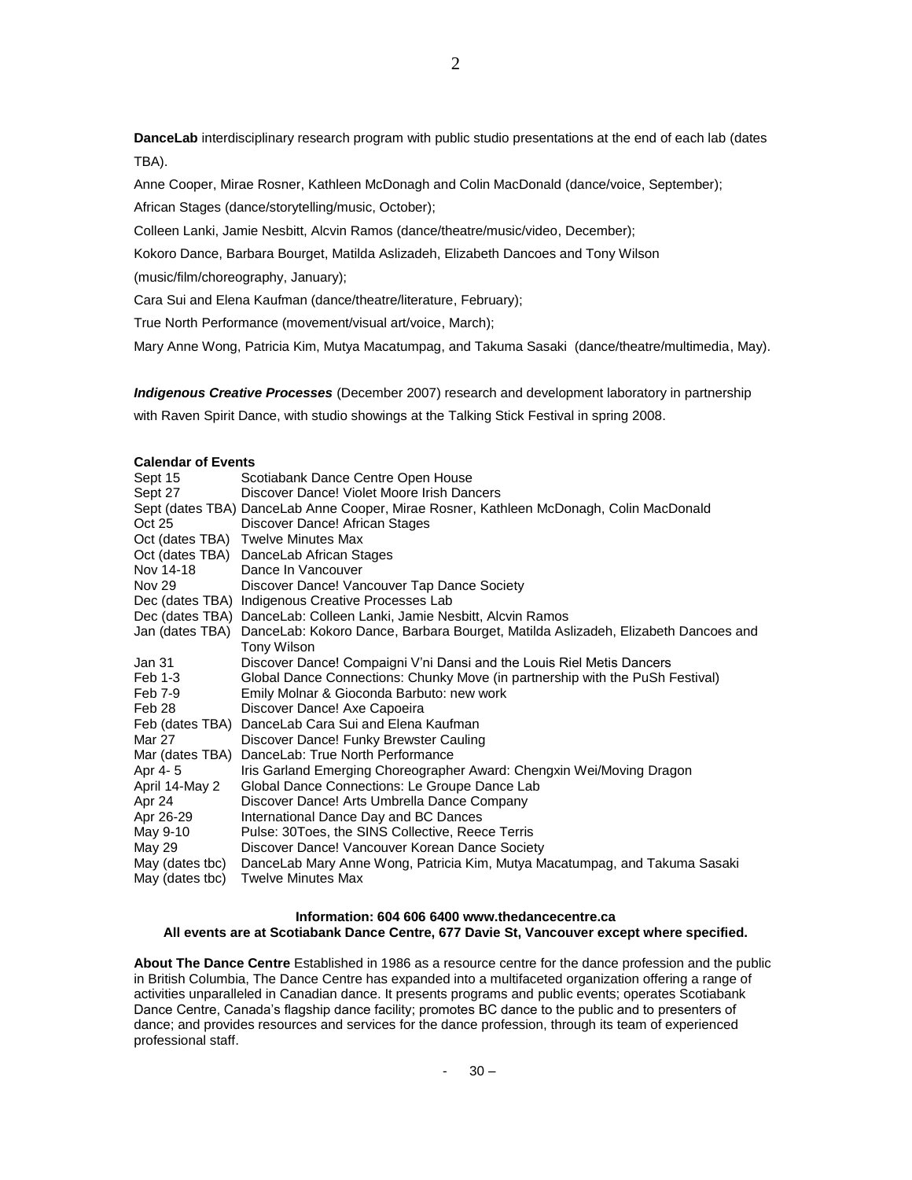**DanceLab** interdisciplinary research program with public studio presentations at the end of each lab (dates TBA).

Anne Cooper, Mirae Rosner, Kathleen McDonagh and Colin MacDonald (dance/voice, September);

African Stages (dance/storytelling/music, October);

Colleen Lanki, Jamie Nesbitt, Alcvin Ramos (dance/theatre/music/video, December);

Kokoro Dance, Barbara Bourget, Matilda Aslizadeh, Elizabeth Dancoes and Tony Wilson (music/film/choreography, January);

Cara Sui and Elena Kaufman (dance/theatre/literature, February);

True North Performance (movement/visual art/voice, March);

Mary Anne Wong, Patricia Kim, Mutya Macatumpag, and Takuma Sasaki (dance/theatre/multimedia, May).

***Indigenous Creative Processes*** (December 2007) research and development laboratory in partnership with Raven Spirit Dance, with studio showings at the Talking Stick Festival in spring 2008.

**Calendar of Events**

| | |
|---|---|
| Sept 15 | Scotiabank Dance Centre Open House |
| Sept 27 | Discover Dance! Violet Moore Irish Dancers |
| Sept (dates TBA) | DanceLab Anne Cooper, Mirae Rosner, Kathleen McDonagh, Colin MacDonald |
| Oct 25 | Discover Dance! African Stages |
| Oct (dates TBA) | Twelve Minutes Max |
| Oct (dates TBA) | DanceLab African Stages |
| Nov 14-18 | Dance In Vancouver |
| Nov 29 | Discover Dance! Vancouver Tap Dance Society |
| Dec (dates TBA) | Indigenous Creative Processes Lab |
| Dec (dates TBA) | DanceLab: Colleen Lanki, Jamie Nesbitt, Alcvin Ramos |
| Jan (dates TBA) | DanceLab: Kokoro Dance, Barbara Bourget, Matilda Aslizadeh, Elizabeth Dancoes and Tony Wilson |
| Jan 31 | Discover Dance! Compaigni V'ni Dansi and the Louis Riel Metis Dancers |
| Feb 1-3 | Global Dance Connections: Chunky Move (in partnership with the PuSh Festival) |
| Feb 7-9 | Emily Molnar & Gioconda Barbuto: new work |
| Feb 28 | Discover Dance! Axe Capoeira |
| Feb (dates TBA) | DanceLab Cara Sui and Elena Kaufman |
| Mar 27 | Discover Dance! Funky Brewster Cauling |
| Mar (dates TBA) | DanceLab: True North Performance |
| Apr 4- 5 | Iris Garland Emerging Choreographer Award: Chengxin Wei/Moving Dragon |
| April 14-May 2 | Global Dance Connections: Le Groupe Dance Lab |
| Apr 24 | Discover Dance! Arts Umbrella Dance Company |
| Apr 26-29 | International Dance Day and BC Dances |
| May 9-10 | Pulse: 30Toes, the SINS Collective, Reece Terris |
| May 29 | Discover Dance! Vancouver Korean Dance Society |
| May (dates tbc) | DanceLab Mary Anne Wong, Patricia Kim, Mutya Macatumpag, and Takuma Sasaki |
| May (dates tbc) | Twelve Minutes Max |

**Information: 604 606 6400 www.thedancecentre.ca**
**All events are at Scotiabank Dance Centre, 677 Davie St, Vancouver except where specified.**

**About The Dance Centre** Established in 1986 as a resource centre for the dance profession and the public in British Columbia, The Dance Centre has expanded into a multifaceted organization offering a range of activities unparalleled in Canadian dance. It presents programs and public events; operates Scotiabank Dance Centre, Canada's flagship dance facility; promotes BC dance to the public and to presenters of dance; and provides resources and services for the dance profession, through its team of experienced professional staff.

\- 30 –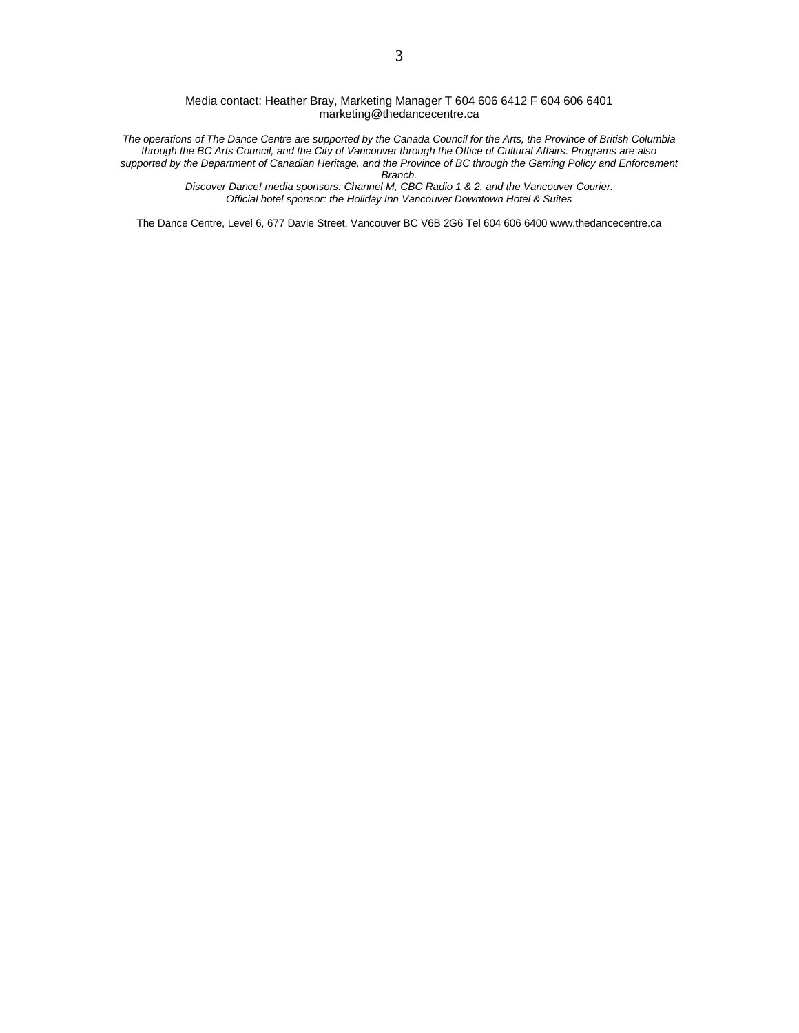Media contact: Heather Bray, Marketing Manager T 604 606 6412 F 604 606 6401
marketing@thedancecentre.ca

*The operations of The Dance Centre are supported by the Canada Council for the Arts, the Province of British Columbia through the BC Arts Council, and the City of Vancouver through the Office of Cultural Affairs. Programs are also supported by the Department of Canadian Heritage, and the Province of BC through the Gaming Policy and Enforcement Branch.*
*Discover Dance! media sponsors: Channel M, CBC Radio 1 & 2, and the Vancouver Courier.*
*Official hotel sponsor: the Holiday Inn Vancouver Downtown Hotel & Suites*

The Dance Centre, Level 6, 677 Davie Street, Vancouver BC V6B 2G6 Tel 604 606 6400 www.thedancecentre.ca